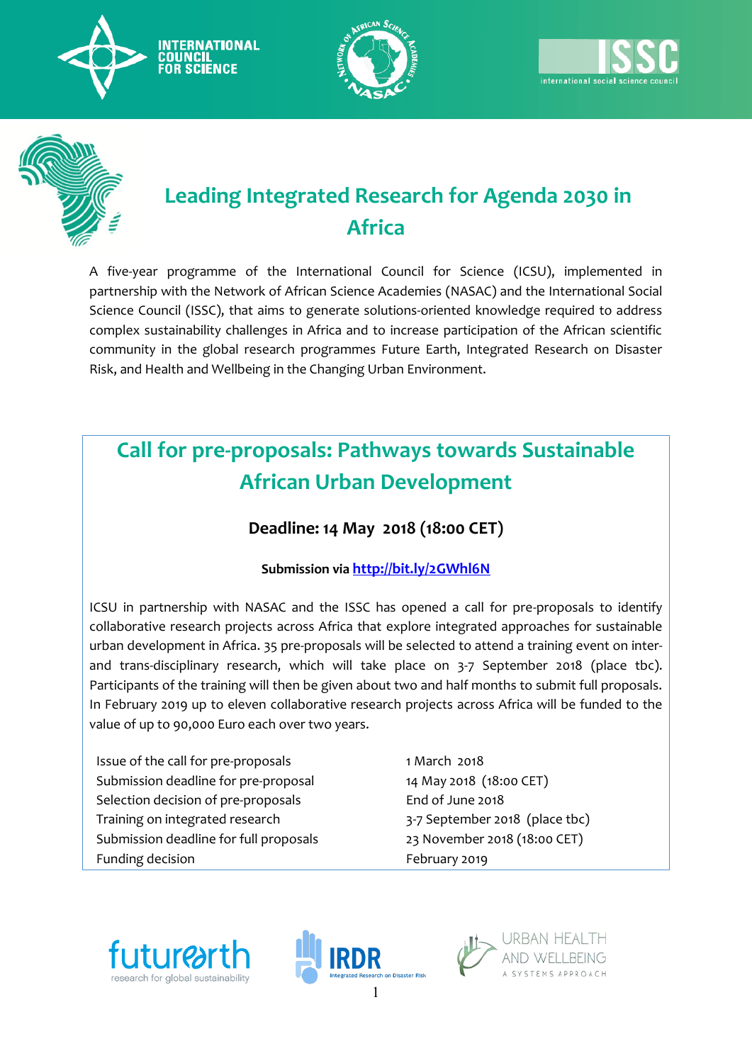# Leading Integrated Research for Agenda 2030 in Africa

A five-year programme of the International Council for Science (ICSU), implemented in partnership with the Network of African Science Academies (NASAC) and the International Social Science Council (ISSC), that aims to generate solutions-oriented knowledge required to address complex sustainability challenges in Africa and to increase participation of the African scientific community in the global research programmes Future Earth, Integrated Research on Disaster Risk, and Health and Wellbeing in the Changing Urban Environment.

## Call for pre-proposals: Pathways towards Sustainable African Urban Development

**Deadline: 14 May 2018 (18:00 CET)**

**Submission via [http://bit.ly/2GWhl6N](http://bit.ly/2GWhl6N)**

ICSU in partnership with NASAC and the ISSC has opened a call for pre-proposals to identify collaborative research projects across Africa that explore integrated approaches for sustainable urban development in Africa. 35 pre-proposals will be selected to attend a training event on inter- and trans-disciplinary research, which will take place on 3-7 September 2018 (place tbc). Participants of the training will then be given about two and half months to submit full proposals. In February 2019 up to eleven collaborative research projects across Africa will be funded to the value of up to 90,000 Euro each over two years.

| | |
|---|---|
| Issue of the call for pre-proposals | 1 March 2018 |
| Submission deadline for pre-proposal | 14 May 2018 (18:00 CET) |
| Selection decision of pre-proposals | End of June 2018 |
| Training on integrated research | 3-7 September 2018 (place tbc) |
| Submission deadline for full proposals | 23 November 2018 (18:00 CET) |
| Funding decision | February 2019 |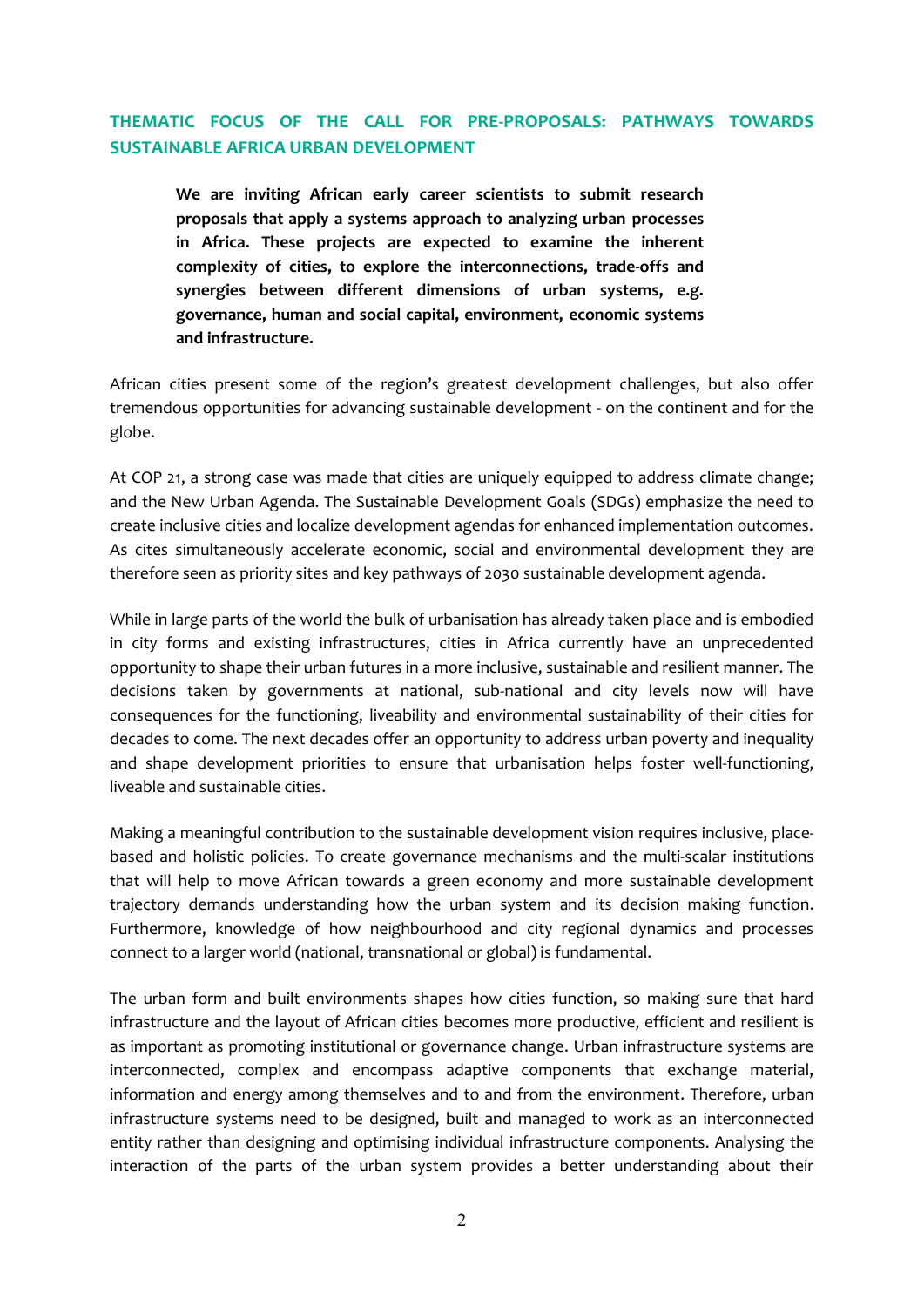## THEMATIC FOCUS OF THE CALL FOR PRE-PROPOSALS: PATHWAYS TOWARDS SUSTAINABLE AFRICA URBAN DEVELOPMENT

> **We are inviting African early career scientists to submit research proposals that apply a systems approach to analyzing urban processes in Africa. These projects are expected to examine the inherent complexity of cities, to explore the interconnections, trade-offs and synergies between different dimensions of urban systems, e.g. governance, human and social capital, environment, economic systems and infrastructure.**

African cities present some of the region's greatest development challenges, but also offer tremendous opportunities for advancing sustainable development - on the continent and for the globe.

At COP 21, a strong case was made that cities are uniquely equipped to address climate change; and the New Urban Agenda. The Sustainable Development Goals (SDGs) emphasize the need to create inclusive cities and localize development agendas for enhanced implementation outcomes. As cites simultaneously accelerate economic, social and environmental development they are therefore seen as priority sites and key pathways of 2030 sustainable development agenda.

While in large parts of the world the bulk of urbanisation has already taken place and is embodied in city forms and existing infrastructures, cities in Africa currently have an unprecedented opportunity to shape their urban futures in a more inclusive, sustainable and resilient manner. The decisions taken by governments at national, sub-national and city levels now will have consequences for the functioning, liveability and environmental sustainability of their cities for decades to come. The next decades offer an opportunity to address urban poverty and inequality and shape development priorities to ensure that urbanisation helps foster well-functioning, liveable and sustainable cities.

Making a meaningful contribution to the sustainable development vision requires inclusive, place-based and holistic policies. To create governance mechanisms and the multi-scalar institutions that will help to move African towards a green economy and more sustainable development trajectory demands understanding how the urban system and its decision making function. Furthermore, knowledge of how neighbourhood and city regional dynamics and processes connect to a larger world (national, transnational or global) is fundamental.

The urban form and built environments shapes how cities function, so making sure that hard infrastructure and the layout of African cities becomes more productive, efficient and resilient is as important as promoting institutional or governance change. Urban infrastructure systems are interconnected, complex and encompass adaptive components that exchange material, information and energy among themselves and to and from the environment. Therefore, urban infrastructure systems need to be designed, built and managed to work as an interconnected entity rather than designing and optimising individual infrastructure components. Analysing the interaction of the parts of the urban system provides a better understanding about their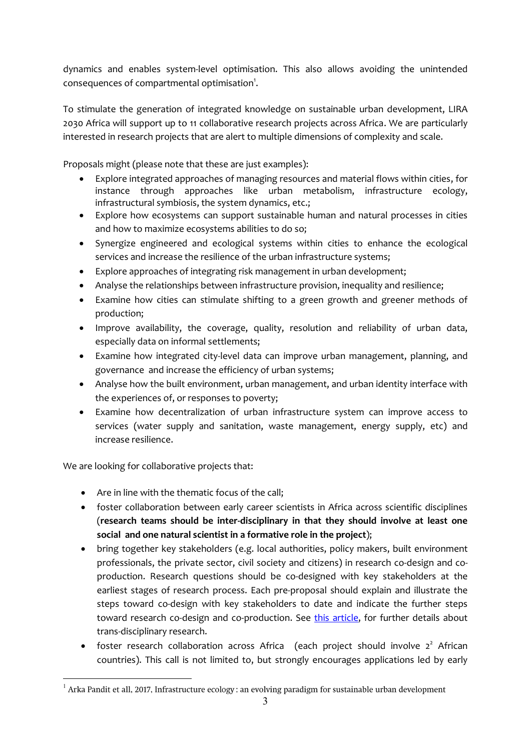dynamics and enables system-level optimisation. This also allows avoiding the unintended consequences of compartmental optimisation[1].

To stimulate the generation of integrated knowledge on sustainable urban development, LIRA 2030 Africa will support up to 11 collaborative research projects across Africa. We are particularly interested in research projects that are alert to multiple dimensions of complexity and scale.

Proposals might (please note that these are just examples):

- Explore integrated approaches of managing resources and material flows within cities, for instance through approaches like urban metabolism, infrastructure ecology, infrastructural symbiosis, the system dynamics, etc.;
- Explore how ecosystems can support sustainable human and natural processes in cities and how to maximize ecosystems abilities to do so;
- Synergize engineered and ecological systems within cities to enhance the ecological services and increase the resilience of the urban infrastructure systems;
- Explore approaches of integrating risk management in urban development;
- Analyse the relationships between infrastructure provision, inequality and resilience;
- Examine how cities can stimulate shifting to a green growth and greener methods of production;
- Improve availability, the coverage, quality, resolution and reliability of urban data, especially data on informal settlements;
- Examine how integrated city-level data can improve urban management, planning, and governance and increase the efficiency of urban systems;
- Analyse how the built environment, urban management, and urban identity interface with the experiences of, or responses to poverty;
- Examine how decentralization of urban infrastructure system can improve access to services (water supply and sanitation, waste management, energy supply, etc) and increase resilience.

We are looking for collaborative projects that:

- Are in line with the thematic focus of the call;
- foster collaboration between early career scientists in Africa across scientific disciplines (**research teams should be inter-disciplinary in that they should involve at least one social and one natural scientist in a formative role in the project**);
- bring together key stakeholders (e.g. local authorities, policy makers, built environment professionals, the private sector, civil society and citizens) in research co-design and co-production. Research questions should be co-designed with key stakeholders at the earliest stages of research process. Each pre-proposal should explain and illustrate the steps toward co-design with key stakeholders to date and indicate the further steps toward research co-design and co-production. See [this article](), for further details about trans-disciplinary research.
- foster research collaboration across Africa (each project should involve 2[2] African countries). This call is not limited to, but strongly encourages applications led by early

[1] Arka Pandit et all, 2017, Infrastructure ecology : an evolving paradigm for sustainable urban development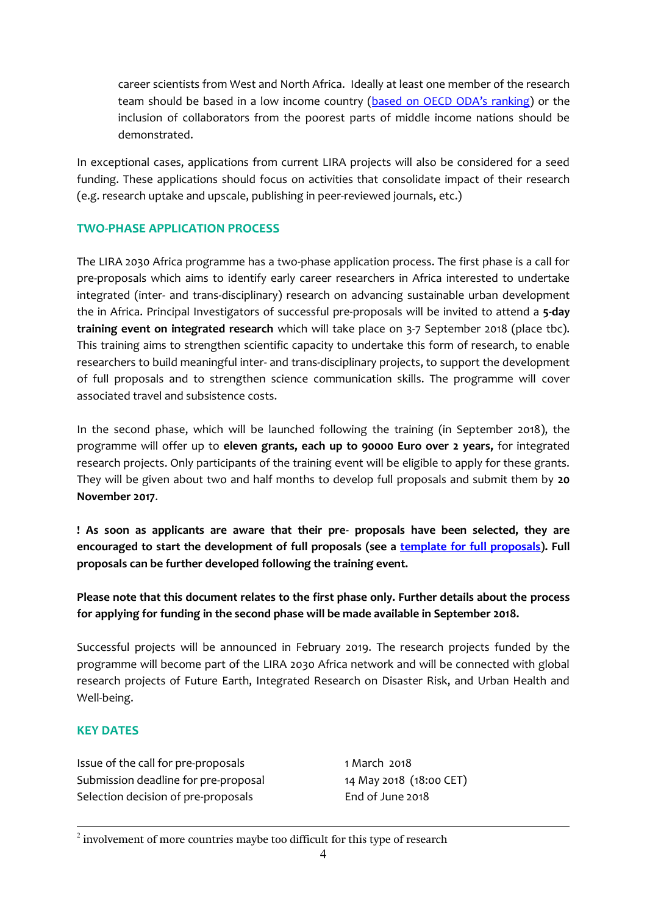career scientists from West and North Africa. Ideally at least one member of the research team should be based in a low income country (based on OECD ODA's ranking) or the inclusion of collaborators from the poorest parts of middle income nations should be demonstrated.

In exceptional cases, applications from current LIRA projects will also be considered for a seed funding. These applications should focus on activities that consolidate impact of their research (e.g. research uptake and upscale, publishing in peer-reviewed journals, etc.)

## TWO-PHASE APPLICATION PROCESS

The LIRA 2030 Africa programme has a two-phase application process. The first phase is a call for pre-proposals which aims to identify early career researchers in Africa interested to undertake integrated (inter- and trans-disciplinary) research on advancing sustainable urban development the in Africa. Principal Investigators of successful pre-proposals will be invited to attend a **5-day training event on integrated research** which will take place on 3-7 September 2018 (place tbc). This training aims to strengthen scientific capacity to undertake this form of research, to enable researchers to build meaningful inter- and trans-disciplinary projects, to support the development of full proposals and to strengthen science communication skills. The programme will cover associated travel and subsistence costs.

In the second phase, which will be launched following the training (in September 2018), the programme will offer up to **eleven grants, each up to 90000 Euro over 2 years,** for integrated research projects. Only participants of the training event will be eligible to apply for these grants. They will be given about two and half months to develop full proposals and submit them by **20 November 2017**.

**! As soon as applicants are aware that their pre- proposals have been selected, they are encouraged to start the development of full proposals (see a template for full proposals). Full proposals can be further developed following the training event.**

**Please note that this document relates to the first phase only. Further details about the process for applying for funding in the second phase will be made available in September 2018.**

Successful projects will be announced in February 2019. The research projects funded by the programme will become part of the LIRA 2030 Africa network and will be connected with global research projects of Future Earth, Integrated Research on Disaster Risk, and Urban Health and Well-being.

## KEY DATES

| | |
|---|---|
| Issue of the call for pre-proposals | 1 March 2018 |
| Submission deadline for pre-proposal | 14 May 2018 (18:00 CET) |
| Selection decision of pre-proposals | End of June 2018 |

[2] involvement of more countries maybe too difficult for this type of research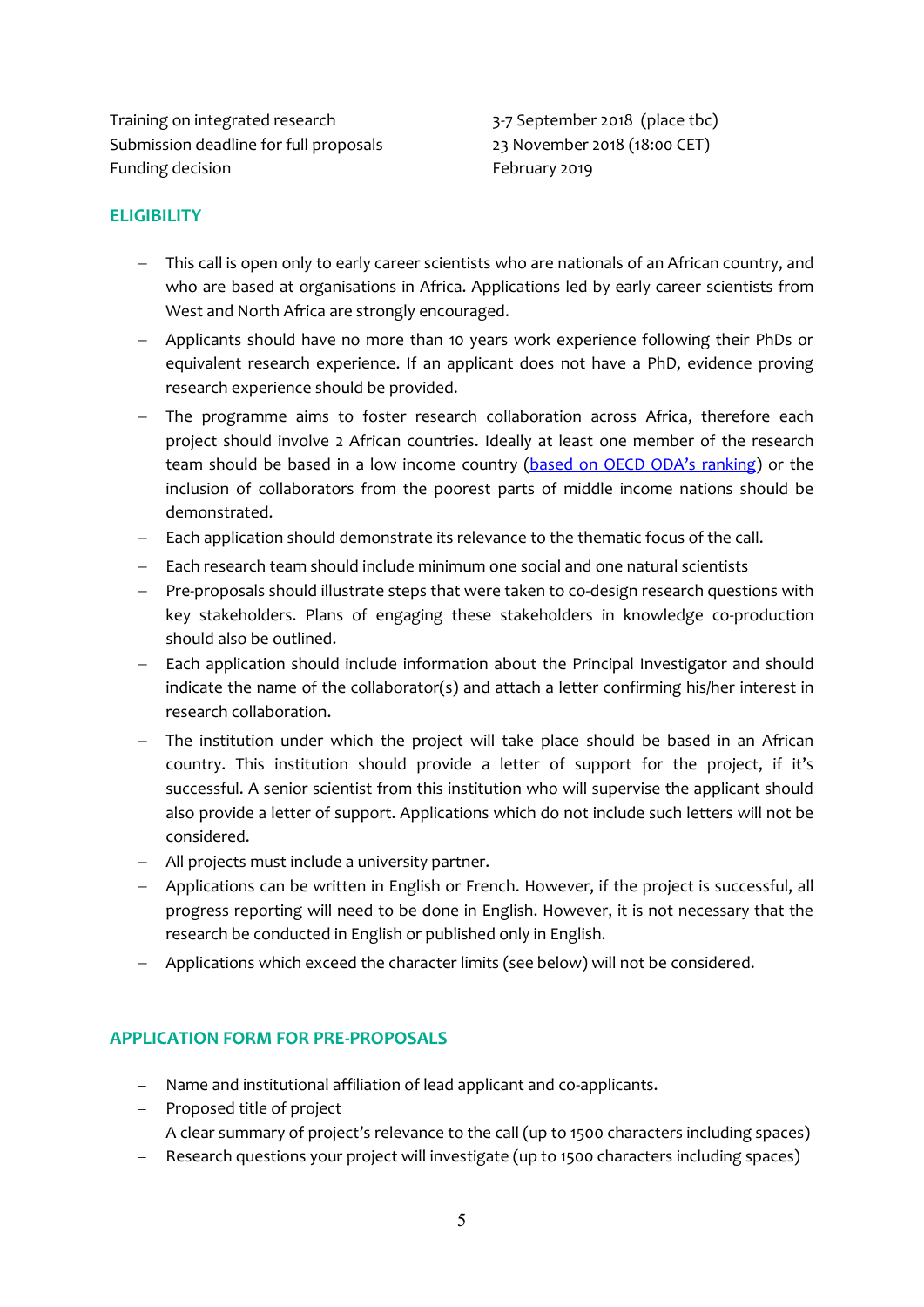| | |
|---|---|
| Training on integrated research | 3-7 September 2018 (place tbc) |
| Submission deadline for full proposals | 23 November 2018 (18:00 CET) |
| Funding decision | February 2019 |

## ELIGIBILITY

- This call is open only to early career scientists who are nationals of an African country, and who are based at organisations in Africa. Applications led by early career scientists from West and North Africa are strongly encouraged.
- Applicants should have no more than 10 years work experience following their PhDs or equivalent research experience. If an applicant does not have a PhD, evidence proving research experience should be provided.
- The programme aims to foster research collaboration across Africa, therefore each project should involve 2 African countries. Ideally at least one member of the research team should be based in a low income country (based on OECD ODA's ranking) or the inclusion of collaborators from the poorest parts of middle income nations should be demonstrated.
- Each application should demonstrate its relevance to the thematic focus of the call.
- Each research team should include minimum one social and one natural scientists
- Pre-proposals should illustrate steps that were taken to co-design research questions with key stakeholders. Plans of engaging these stakeholders in knowledge co-production should also be outlined.
- Each application should include information about the Principal Investigator and should indicate the name of the collaborator(s) and attach a letter confirming his/her interest in research collaboration.
- The institution under which the project will take place should be based in an African country. This institution should provide a letter of support for the project, if it's successful. A senior scientist from this institution who will supervise the applicant should also provide a letter of support. Applications which do not include such letters will not be considered.
- All projects must include a university partner.
- Applications can be written in English or French. However, if the project is successful, all progress reporting will need to be done in English. However, it is not necessary that the research be conducted in English or published only in English.
- Applications which exceed the character limits (see below) will not be considered.

## APPLICATION FORM FOR PRE-PROPOSALS

- Name and institutional affiliation of lead applicant and co-applicants.
- Proposed title of project
- A clear summary of project's relevance to the call (up to 1500 characters including spaces)
- Research questions your project will investigate (up to 1500 characters including spaces)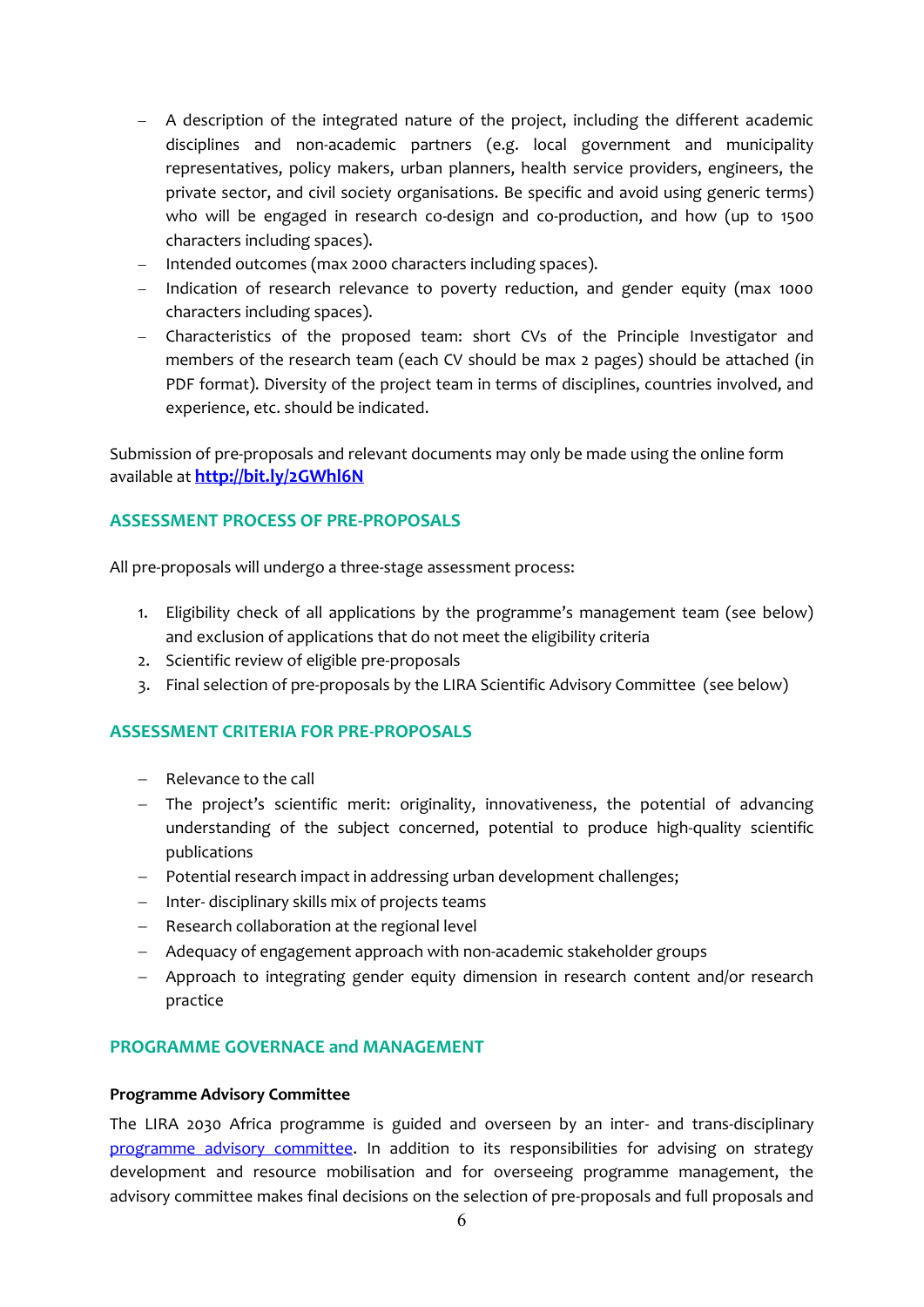- A description of the integrated nature of the project, including the different academic disciplines and non-academic partners (e.g. local government and municipality representatives, policy makers, urban planners, health service providers, engineers, the private sector, and civil society organisations. Be specific and avoid using generic terms) who will be engaged in research co-design and co-production, and how (up to 1500 characters including spaces).
- Intended outcomes (max 2000 characters including spaces).
- Indication of research relevance to poverty reduction, and gender equity (max 1000 characters including spaces).
- Characteristics of the proposed team: short CVs of the Principle Investigator and members of the research team (each CV should be max 2 pages) should be attached (in PDF format). Diversity of the project team in terms of disciplines, countries involved, and experience, etc. should be indicated.

Submission of pre-proposals and relevant documents may only be made using the online form available at **http://bit.ly/2GWhl6N**

## ASSESSMENT PROCESS OF PRE-PROPOSALS

All pre-proposals will undergo a three-stage assessment process:

1. Eligibility check of all applications by the programme's management team (see below) and exclusion of applications that do not meet the eligibility criteria
2. Scientific review of eligible pre-proposals
3. Final selection of pre-proposals by the LIRA Scientific Advisory Committee (see below)

## ASSESSMENT CRITERIA FOR PRE-PROPOSALS

- Relevance to the call
- The project's scientific merit: originality, innovativeness, the potential of advancing understanding of the subject concerned, potential to produce high-quality scientific publications
- Potential research impact in addressing urban development challenges;
- Inter- disciplinary skills mix of projects teams
- Research collaboration at the regional level
- Adequacy of engagement approach with non-academic stakeholder groups
- Approach to integrating gender equity dimension in research content and/or research practice

## PROGRAMME GOVERNACE and MANAGEMENT

**Programme Advisory Committee**

The LIRA 2030 Africa programme is guided and overseen by an inter- and trans-disciplinary programme advisory committee. In addition to its responsibilities for advising on strategy development and resource mobilisation and for overseeing programme management, the advisory committee makes final decisions on the selection of pre-proposals and full proposals and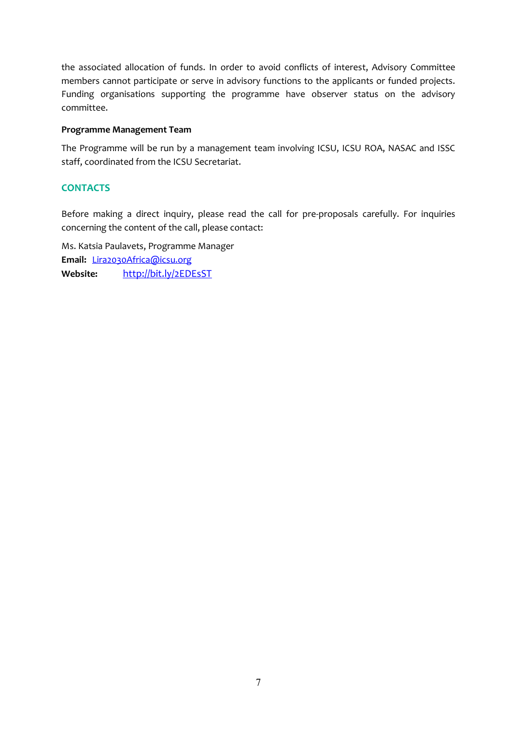the associated allocation of funds. In order to avoid conflicts of interest, Advisory Committee members cannot participate or serve in advisory functions to the applicants or funded projects. Funding organisations supporting the programme have observer status on the advisory committee.

**Programme Management Team**

The Programme will be run by a management team involving ICSU, ICSU ROA, NASAC and ISSC staff, coordinated from the ICSU Secretariat.

## CONTACTS

Before making a direct inquiry, please read the call for pre-proposals carefully. For inquiries concerning the content of the call, please contact:

Ms. Katsia Paulavets, Programme Manager
**Email:** Lira2030Africa@icsu.org
**Website:** http://bit.ly/2EDEsST